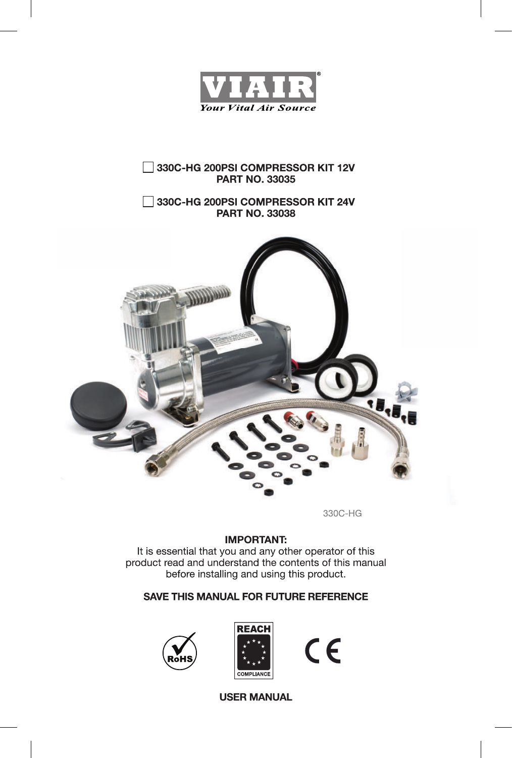VIAIR®

*Your Vital Air Source*

☐ **330C-HG 200PSI COMPRESSOR KIT 12V**
**PART NO. 33035**

☐ **330C-HG 200PSI COMPRESSOR KIT 24V**
**PART NO. 33038**

330C-HG

**IMPORTANT:**
It is essential that you and any other operator of this product read and understand the contents of this manual before installing and using this product.

**SAVE THIS MANUAL FOR FUTURE REFERENCE**

RoHS

REACH COMPLIANCE

CE

**USER MANUAL**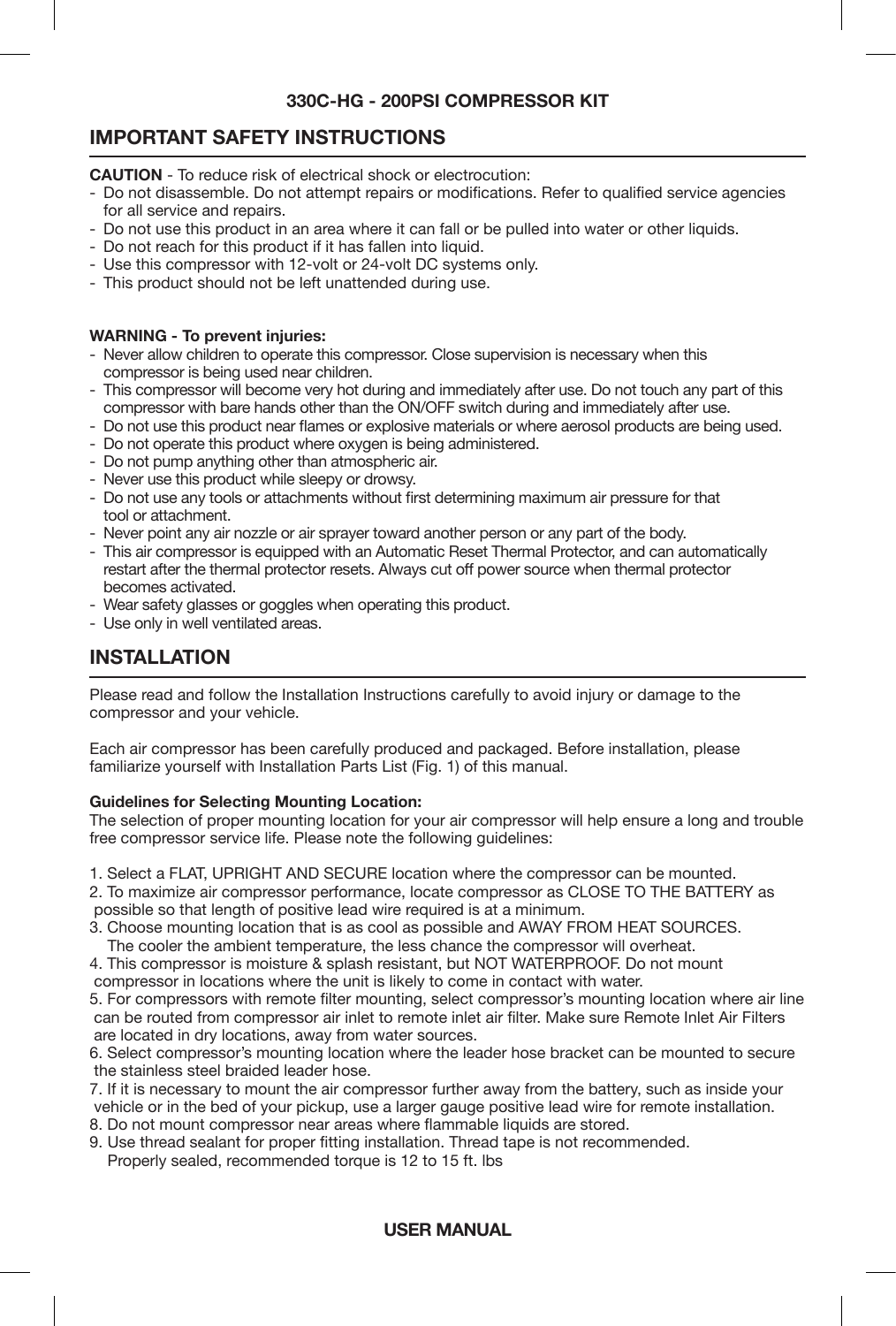### 330C-HG - 200PSI COMPRESSOR KIT

## IMPORTANT SAFETY INSTRUCTIONS

**CAUTION** - To reduce risk of electrical shock or electrocution:

- Do not disassemble. Do not attempt repairs or modifications. Refer to qualified service agencies for all service and repairs.
- Do not use this product in an area where it can fall or be pulled into water or other liquids.
- Do not reach for this product if it has fallen into liquid.
- Use this compressor with 12-volt or 24-volt DC systems only.
- This product should not be left unattended during use.

**WARNING - To prevent injuries:**

- Never allow children to operate this compressor. Close supervision is necessary when this compressor is being used near children.
- This compressor will become very hot during and immediately after use. Do not touch any part of this compressor with bare hands other than the ON/OFF switch during and immediately after use.
- Do not use this product near flames or explosive materials or where aerosol products are being used.
- Do not operate this product where oxygen is being administered.
- Do not pump anything other than atmospheric air.
- Never use this product while sleepy or drowsy.
- Do not use any tools or attachments without first determining maximum air pressure for that tool or attachment.
- Never point any air nozzle or air sprayer toward another person or any part of the body.
- This air compressor is equipped with an Automatic Reset Thermal Protector, and can automatically restart after the thermal protector resets. Always cut off power source when thermal protector becomes activated.
- Wear safety glasses or goggles when operating this product.
- Use only in well ventilated areas.

## INSTALLATION

Please read and follow the Installation Instructions carefully to avoid injury or damage to the compressor and your vehicle.

Each air compressor has been carefully produced and packaged. Before installation, please familiarize yourself with Installation Parts List (Fig. 1) of this manual.

**Guidelines for Selecting Mounting Location:**

The selection of proper mounting location for your air compressor will help ensure a long and trouble free compressor service life. Please note the following guidelines:

1. Select a FLAT, UPRIGHT AND SECURE location where the compressor can be mounted.
2. To maximize air compressor performance, locate compressor as CLOSE TO THE BATTERY as possible so that length of positive lead wire required is at a minimum.
3. Choose mounting location that is as cool as possible and AWAY FROM HEAT SOURCES. The cooler the ambient temperature, the less chance the compressor will overheat.
4. This compressor is moisture & splash resistant, but NOT WATERPROOF. Do not mount compressor in locations where the unit is likely to come in contact with water.
5. For compressors with remote filter mounting, select compressor's mounting location where air line can be routed from compressor air inlet to remote inlet air filter. Make sure Remote Inlet Air Filters are located in dry locations, away from water sources.
6. Select compressor's mounting location where the leader hose bracket can be mounted to secure the stainless steel braided leader hose.
7. If it is necessary to mount the air compressor further away from the battery, such as inside your vehicle or in the bed of your pickup, use a larger gauge positive lead wire for remote installation.
8. Do not mount compressor near areas where flammable liquids are stored.
9. Use thread sealant for proper fitting installation. Thread tape is not recommended. Properly sealed, recommended torque is 12 to 15 ft. lbs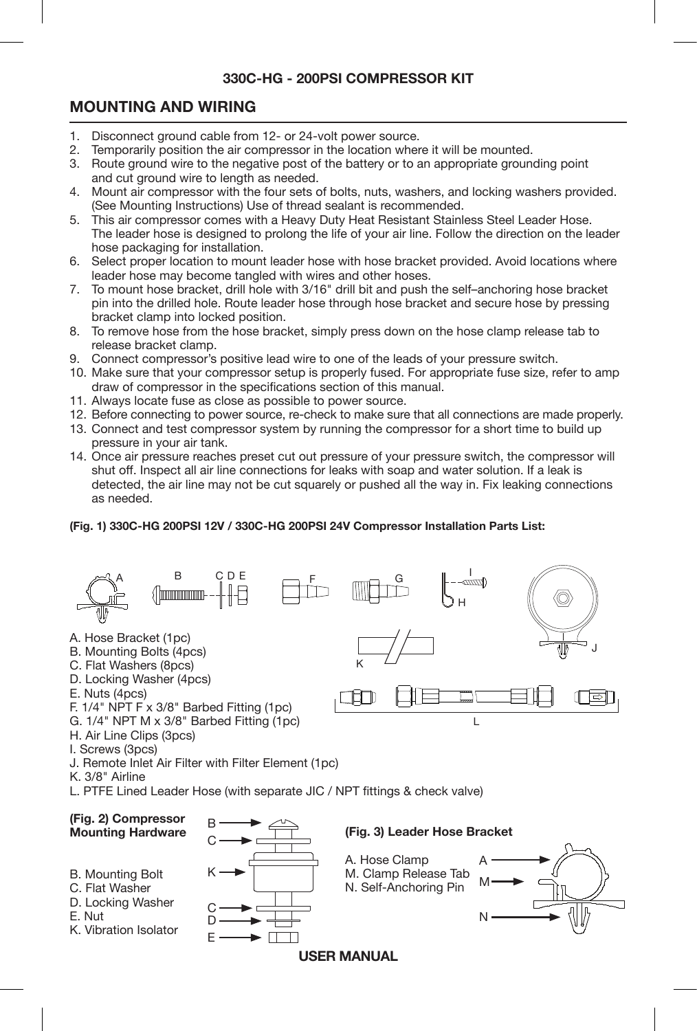## 330C-HG - 200PSI COMPRESSOR KIT

## MOUNTING AND WIRING

1. Disconnect ground cable from 12- or 24-volt power source.
2. Temporarily position the air compressor in the location where it will be mounted.
3. Route ground wire to the negative post of the battery or to an appropriate grounding point and cut ground wire to length as needed.
4. Mount air compressor with the four sets of bolts, nuts, washers, and locking washers provided. (See Mounting Instructions) Use of thread sealant is recommended.
5. This air compressor comes with a Heavy Duty Heat Resistant Stainless Steel Leader Hose. The leader hose is designed to prolong the life of your air line. Follow the direction on the leader hose packaging for installation.
6. Select proper location to mount leader hose with hose bracket provided. Avoid locations where leader hose may become tangled with wires and other hoses.
7. To mount hose bracket, drill hole with 3/16" drill bit and push the self–anchoring hose bracket pin into the drilled hole. Route leader hose through hose bracket and secure hose by pressing bracket clamp into locked position.
8. To remove hose from the hose bracket, simply press down on the hose clamp release tab to release bracket clamp.
9. Connect compressor's positive lead wire to one of the leads of your pressure switch.
10. Make sure that your compressor setup is properly fused. For appropriate fuse size, refer to amp draw of compressor in the specifications section of this manual.
11. Always locate fuse as close as possible to power source.
12. Before connecting to power source, re-check to make sure that all connections are made properly.
13. Connect and test compressor system by running the compressor for a short time to build up pressure in your air tank.
14. Once air pressure reaches preset cut out pressure of your pressure switch, the compressor will shut off. Inspect all air line connections for leaks with soap and water solution. If a leak is detected, the air line may not be cut squarely or pushed all the way in. Fix leaking connections as needed.

**(Fig. 1) 330C-HG 200PSI 12V / 330C-HG 200PSI 24V Compressor Installation Parts List:**

A. Hose Bracket (1pc)
B. Mounting Bolts (4pcs)
C. Flat Washers (8pcs)
D. Locking Washer (4pcs)
E. Nuts (4pcs)
F. 1/4" NPT F x 3/8" Barbed Fitting (1pc)
G. 1/4" NPT M x 3/8" Barbed Fitting (1pc)
H. Air Line Clips (3pcs)
I. Screws (3pcs)
J. Remote Inlet Air Filter with Filter Element (1pc)
K. 3/8" Airline
L. PTFE Lined Leader Hose (with separate JIC / NPT fittings & check valve)

**(Fig. 2) Compressor Mounting Hardware**

B. Mounting Bolt
C. Flat Washer
D. Locking Washer
E. Nut
K. Vibration Isolator

**(Fig. 3) Leader Hose Bracket**

A. Hose Clamp
M. Clamp Release Tab
N. Self-Anchoring Pin

**USER MANUAL**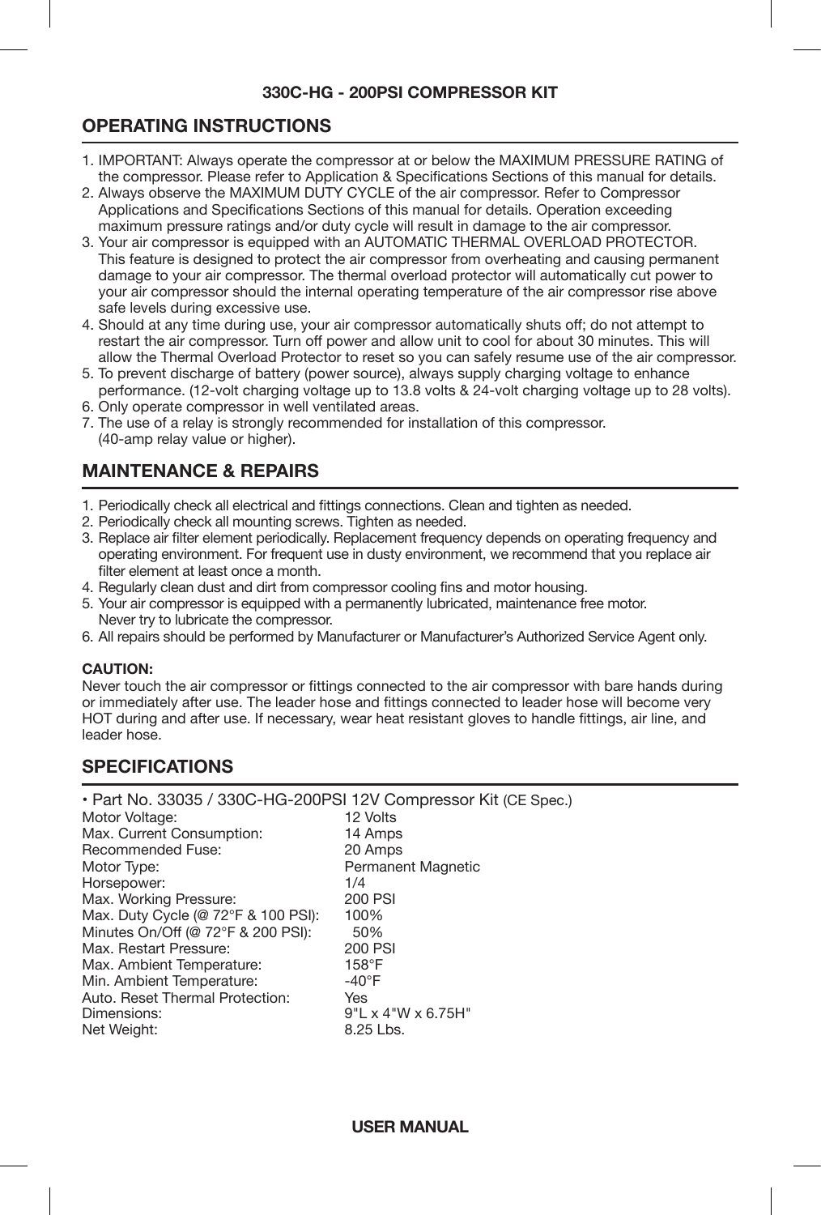**330C-HG - 200PSI COMPRESSOR KIT**

## OPERATING INSTRUCTIONS

1. IMPORTANT: Always operate the compressor at or below the MAXIMUM PRESSURE RATING of the compressor. Please refer to Application & Specifications Sections of this manual for details.
2. Always observe the MAXIMUM DUTY CYCLE of the air compressor. Refer to Compressor Applications and Specifications Sections of this manual for details. Operation exceeding maximum pressure ratings and/or duty cycle will result in damage to the air compressor.
3. Your air compressor is equipped with an AUTOMATIC THERMAL OVERLOAD PROTECTOR. This feature is designed to protect the air compressor from overheating and causing permanent damage to your air compressor. The thermal overload protector will automatically cut power to your air compressor should the internal operating temperature of the air compressor rise above safe levels during excessive use.
4. Should at any time during use, your air compressor automatically shuts off; do not attempt to restart the air compressor. Turn off power and allow unit to cool for about 30 minutes. This will allow the Thermal Overload Protector to reset so you can safely resume use of the air compressor.
5. To prevent discharge of battery (power source), always supply charging voltage to enhance performance. (12-volt charging voltage up to 13.8 volts & 24-volt charging voltage up to 28 volts).
6. Only operate compressor in well ventilated areas.
7. The use of a relay is strongly recommended for installation of this compressor. (40-amp relay value or higher).

## MAINTENANCE & REPAIRS

1. Periodically check all electrical and fittings connections. Clean and tighten as needed.
2. Periodically check all mounting screws. Tighten as needed.
3. Replace air filter element periodically. Replacement frequency depends on operating frequency and operating environment. For frequent use in dusty environment, we recommend that you replace air filter element at least once a month.
4. Regularly clean dust and dirt from compressor cooling fins and motor housing.
5. Your air compressor is equipped with a permanently lubricated, maintenance free motor. Never try to lubricate the compressor.
6. All repairs should be performed by Manufacturer or Manufacturer's Authorized Service Agent only.

**CAUTION:**
Never touch the air compressor or fittings connected to the air compressor with bare hands during or immediately after use. The leader hose and fittings connected to leader hose will become very HOT during and after use. If necessary, wear heat resistant gloves to handle fittings, air line, and leader hose.

## SPECIFICATIONS

• Part No. 33035 / 330C-HG-200PSI 12V Compressor Kit (CE Spec.)

| | |
|---|---|
| Motor Voltage: | 12 Volts |
| Max. Current Consumption: | 14 Amps |
| Recommended Fuse: | 20 Amps |
| Motor Type: | Permanent Magnetic |
| Horsepower: | 1/4 |
| Max. Working Pressure: | 200 PSI |
| Max. Duty Cycle (@ 72°F & 100 PSI): | 100% |
| Minutes On/Off (@ 72°F & 200 PSI): | 50% |
| Max. Restart Pressure: | 200 PSI |
| Max. Ambient Temperature: | 158°F |
| Min. Ambient Temperature: | -40°F |
| Auto. Reset Thermal Protection: | Yes |
| Dimensions: | 9"L x 4"W x 6.75H" |
| Net Weight: | 8.25 Lbs. |

**USER MANUAL**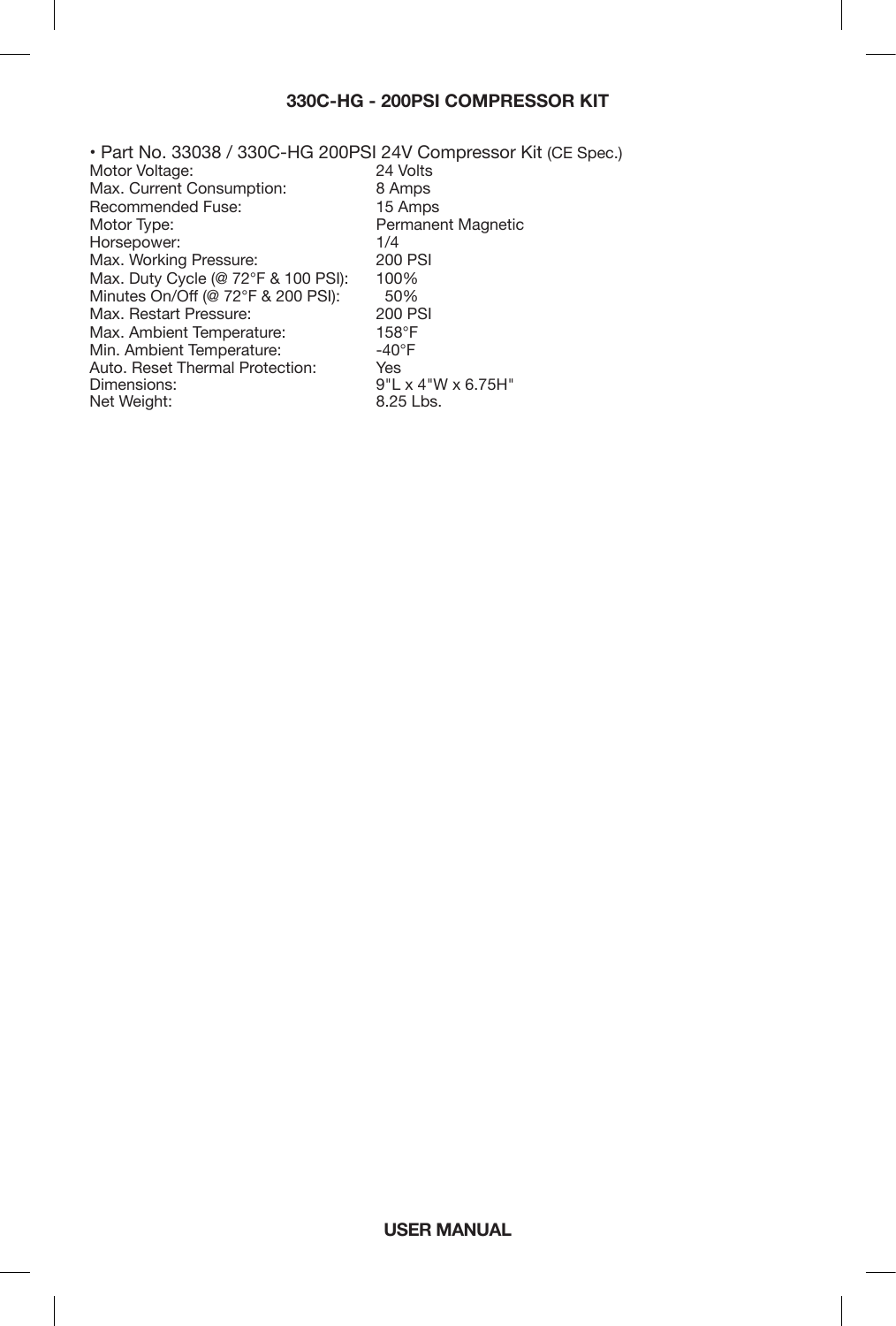## 330C-HG - 200PSI COMPRESSOR KIT

• Part No. 33038 / 330C-HG 200PSI 24V Compressor Kit (CE Spec.)

| | |
|---|---|
| Motor Voltage: | 24 Volts |
| Max. Current Consumption: | 8 Amps |
| Recommended Fuse: | 15 Amps |
| Motor Type: | Permanent Magnetic |
| Horsepower: | 1/4 |
| Max. Working Pressure: | 200 PSI |
| Max. Duty Cycle (@ 72°F & 100 PSI): | 100% |
| Minutes On/Off (@ 72°F & 200 PSI): | 50% |
| Max. Restart Pressure: | 200 PSI |
| Max. Ambient Temperature: | 158°F |
| Min. Ambient Temperature: | -40°F |
| Auto. Reset Thermal Protection: | Yes |
| Dimensions: | 9"L x 4"W x 6.75H" |
| Net Weight: | 8.25 Lbs. |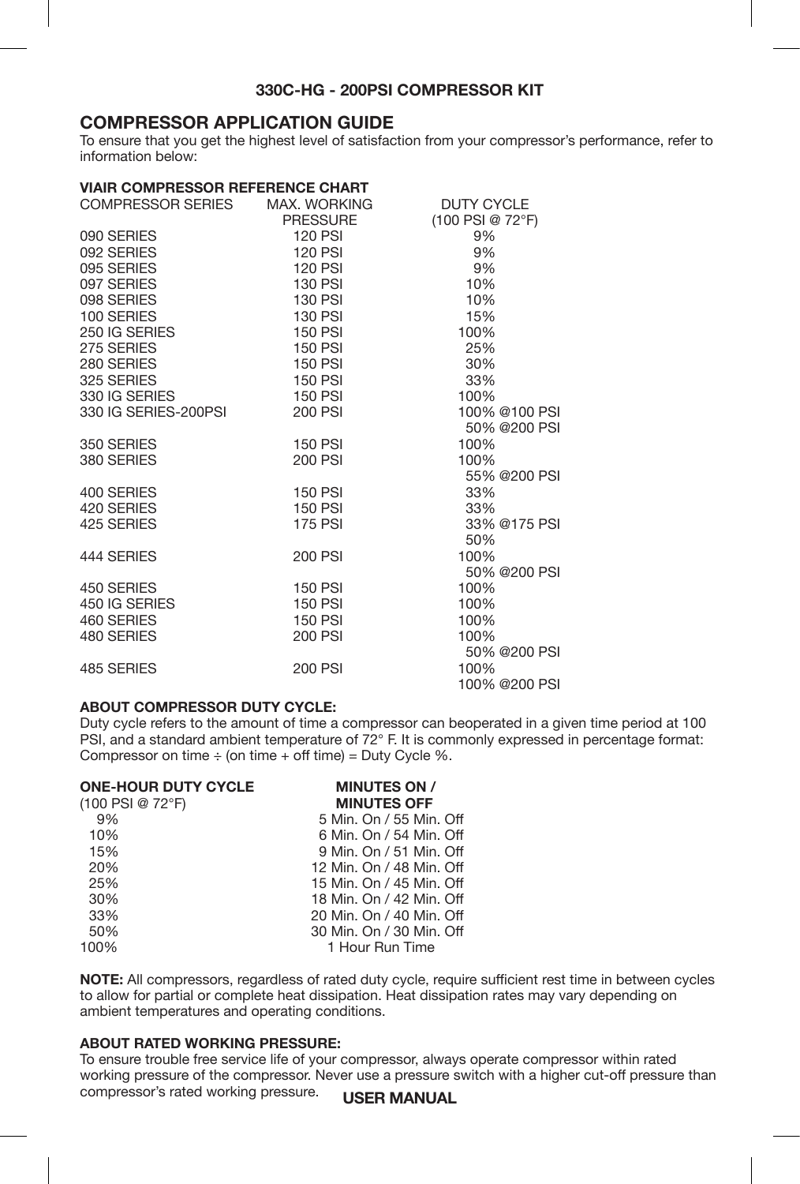### 330C-HG - 200PSI COMPRESSOR KIT

## COMPRESSOR APPLICATION GUIDE

To ensure that you get the highest level of satisfaction from your compressor's performance, refer to information below:

**VIAIR COMPRESSOR REFERENCE CHART**

| COMPRESSOR SERIES | MAX. WORKING PRESSURE | DUTY CYCLE (100 PSI @ 72°F) |
|---|---|---|
| 090 SERIES | 120 PSI | 9% |
| 092 SERIES | 120 PSI | 9% |
| 095 SERIES | 120 PSI | 9% |
| 097 SERIES | 130 PSI | 10% |
| 098 SERIES | 130 PSI | 10% |
| 100 SERIES | 130 PSI | 15% |
| 250 IG SERIES | 150 PSI | 100% |
| 275 SERIES | 150 PSI | 25% |
| 280 SERIES | 150 PSI | 30% |
| 325 SERIES | 150 PSI | 33% |
| 330 IG SERIES | 150 PSI | 100% |
| 330 IG SERIES-200PSI | 200 PSI | 100% @100 PSI<br>50% @200 PSI |
| 350 SERIES | 150 PSI | 100% |
| 380 SERIES | 200 PSI | 100%<br>55% @200 PSI |
| 400 SERIES | 150 PSI | 33% |
| 420 SERIES | 150 PSI | 33% |
| 425 SERIES | 175 PSI | 33% @175 PSI<br>50% |
| 444 SERIES | 200 PSI | 100%<br>50% @200 PSI |
| 450 SERIES | 150 PSI | 100% |
| 450 IG SERIES | 150 PSI | 100% |
| 460 SERIES | 150 PSI | 100% |
| 480 SERIES | 200 PSI | 100%<br>50% @200 PSI |
| 485 SERIES | 200 PSI | 100%<br>100% @200 PSI |

**ABOUT COMPRESSOR DUTY CYCLE:**

Duty cycle refers to the amount of time a compressor can beoperated in a given time period at 100 PSI, and a standard ambient temperature of 72° F. It is commonly expressed in percentage format: Compressor on time ÷ (on time + off time) = Duty Cycle %.

| ONE-HOUR DUTY CYCLE (100 PSI @ 72°F) | MINUTES ON / MINUTES OFF |
|---|---|
| 9% | 5 Min. On / 55 Min. Off |
| 10% | 6 Min. On / 54 Min. Off |
| 15% | 9 Min. On / 51 Min. Off |
| 20% | 12 Min. On / 48 Min. Off |
| 25% | 15 Min. On / 45 Min. Off |
| 30% | 18 Min. On / 42 Min. Off |
| 33% | 20 Min. On / 40 Min. Off |
| 50% | 30 Min. On / 30 Min. Off |
| 100% | 1 Hour Run Time |

**NOTE:** All compressors, regardless of rated duty cycle, require sufficient rest time in between cycles to allow for partial or complete heat dissipation. Heat dissipation rates may vary depending on ambient temperatures and operating conditions.

**ABOUT RATED WORKING PRESSURE:**

To ensure trouble free service life of your compressor, always operate compressor within rated working pressure of the compressor. Never use a pressure switch with a higher cut-off pressure than compressor's rated working pressure.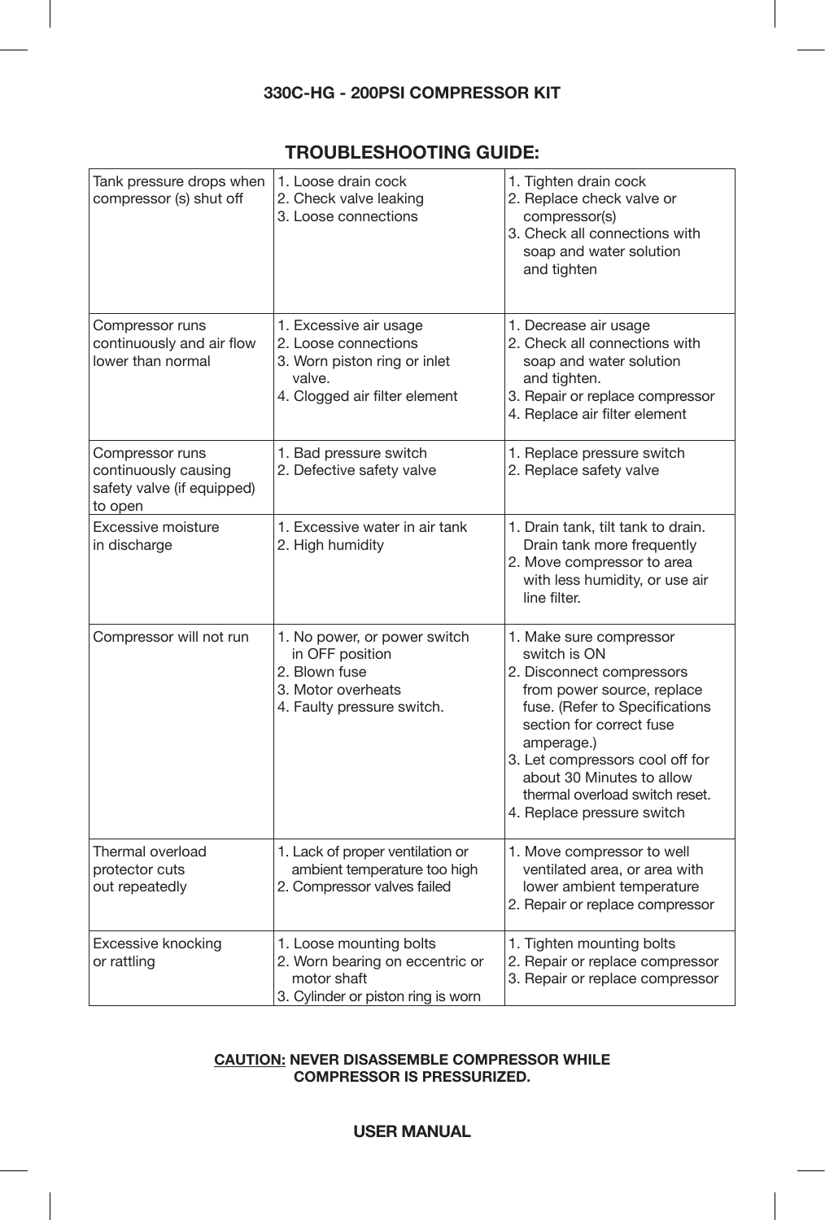## 330C-HG - 200PSI COMPRESSOR KIT

## TROUBLESHOOTING GUIDE:

| | | |
|---|---|---|
| Tank pressure drops when compressor (s) shut off | 1. Loose drain cock<br>2. Check valve leaking<br>3. Loose connections | 1. Tighten drain cock<br>2. Replace check valve or compressor(s)<br>3. Check all connections with soap and water solution and tighten |
| Compressor runs continuously and air flow lower than normal | 1. Excessive air usage<br>2. Loose connections<br>3. Worn piston ring or inlet valve.<br>4. Clogged air filter element | 1. Decrease air usage<br>2. Check all connections with soap and water solution and tighten.<br>3. Repair or replace compressor<br>4. Replace air filter element |
| Compressor runs continuously causing safety valve (if equipped) to open | 1. Bad pressure switch<br>2. Defective safety valve | 1. Replace pressure switch<br>2. Replace safety valve |
| Excessive moisture in discharge | 1. Excessive water in air tank<br>2. High humidity | 1. Drain tank, tilt tank to drain. Drain tank more frequently<br>2. Move compressor to area with less humidity, or use air line filter. |
| Compressor will not run | 1. No power, or power switch in OFF position<br>2. Blown fuse<br>3. Motor overheats<br>4. Faulty pressure switch. | 1. Make sure compressor switch is ON<br>2. Disconnect compressors from power source, replace fuse. (Refer to Specifications section for correct fuse amperage.)<br>3. Let compressors cool off for about 30 Minutes to allow thermal overload switch reset.<br>4. Replace pressure switch |
| Thermal overload protector cuts out repeatedly | 1. Lack of proper ventilation or ambient temperature too high<br>2. Compressor valves failed | 1. Move compressor to well ventilated area, or area with lower ambient temperature<br>2. Repair or replace compressor |
| Excessive knocking or rattling | 1. Loose mounting bolts<br>2. Worn bearing on eccentric or motor shaft<br>3. Cylinder or piston ring is worn | 1. Tighten mounting bolts<br>2. Repair or replace compressor<br>3. Repair or replace compressor |

**CAUTION: NEVER DISASSEMBLE COMPRESSOR WHILE COMPRESSOR IS PRESSURIZED.**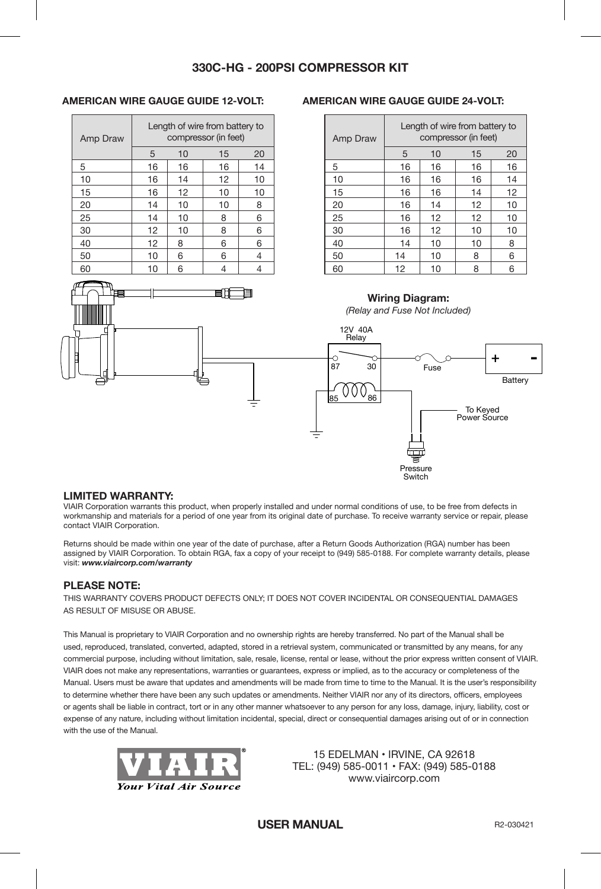## 330C-HG - 200PSI COMPRESSOR KIT

### AMERICAN WIRE GAUGE GUIDE 12-VOLT:

| Amp Draw | Length of wire from battery to compressor (in feet) | | | |
|---|---|---|---|---|
| | 5 | 10 | 15 | 20 |
| 5 | 16 | 16 | 16 | 14 |
| 10 | 16 | 14 | 12 | 10 |
| 15 | 16 | 12 | 10 | 10 |
| 20 | 14 | 10 | 10 | 8 |
| 25 | 14 | 10 | 8 | 6 |
| 30 | 12 | 10 | 8 | 6 |
| 40 | 12 | 8 | 6 | 6 |
| 50 | 10 | 6 | 6 | 4 |
| 60 | 10 | 6 | 4 | 4 |

### AMERICAN WIRE GAUGE GUIDE 24-VOLT:

| Amp Draw | Length of wire from battery to compressor (in feet) | | | |
|---|---|---|---|---|
| | 5 | 10 | 15 | 20 |
| 5 | 16 | 16 | 16 | 16 |
| 10 | 16 | 16 | 16 | 14 |
| 15 | 16 | 16 | 14 | 12 |
| 20 | 16 | 14 | 12 | 10 |
| 25 | 16 | 12 | 12 | 10 |
| 30 | 16 | 12 | 10 | 10 |
| 40 | 14 | 10 | 10 | 8 |
| 50 | 14 | 10 | 8 | 6 |
| 60 | 12 | 10 | 8 | 6 |

**Wiring Diagram:**

*(Relay and Fuse Not Included)*

12V 40A Relay

87

30

85

86

Fuse

+

-

Battery

To Keyed Power Source

Pressure Switch

### LIMITED WARRANTY:

VIAIR Corporation warrants this product, when properly installed and under normal conditions of use, to be free from defects in workmanship and materials for a period of one year from its original date of purchase. To receive warranty service or repair, please contact VIAIR Corporation.

Returns should be made within one year of the date of purchase, after a Return Goods Authorization (RGA) number has been assigned by VIAIR Corporation. To obtain RGA, fax a copy of your receipt to (949) 585-0188. For complete warranty details, please visit: ***www.viaircorp.com/warranty***

### PLEASE NOTE:

THIS WARRANTY COVERS PRODUCT DEFECTS ONLY; IT DOES NOT COVER INCIDENTAL OR CONSEQUENTIAL DAMAGES AS RESULT OF MISUSE OR ABUSE.

This Manual is proprietary to VIAIR Corporation and no ownership rights are hereby transferred. No part of the Manual shall be used, reproduced, translated, converted, adapted, stored in a retrieval system, communicated or transmitted by any means, for any commercial purpose, including without limitation, sale, resale, license, rental or lease, without the prior express written consent of VIAIR. VIAIR does not make any representations, warranties or guarantees, express or implied, as to the accuracy or completeness of the Manual. Users must be aware that updates and amendments will be made from time to time to the Manual. It is the user's responsibility to determine whether there have been any such updates or amendments. Neither VIAIR nor any of its directors, officers, employees or agents shall be liable in contract, tort or in any other manner whatsoever to any person for any loss, damage, injury, liability, cost or expense of any nature, including without limitation incidental, special, direct or consequential damages arising out of or in connection with the use of the Manual.

VIAIR®
*Your Vital Air Source*

15 EDELMAN • IRVINE, CA 92618
TEL: (949) 585-0011 • FAX: (949) 585-0188
www.viaircorp.com

**USER MANUAL**

R2-030421